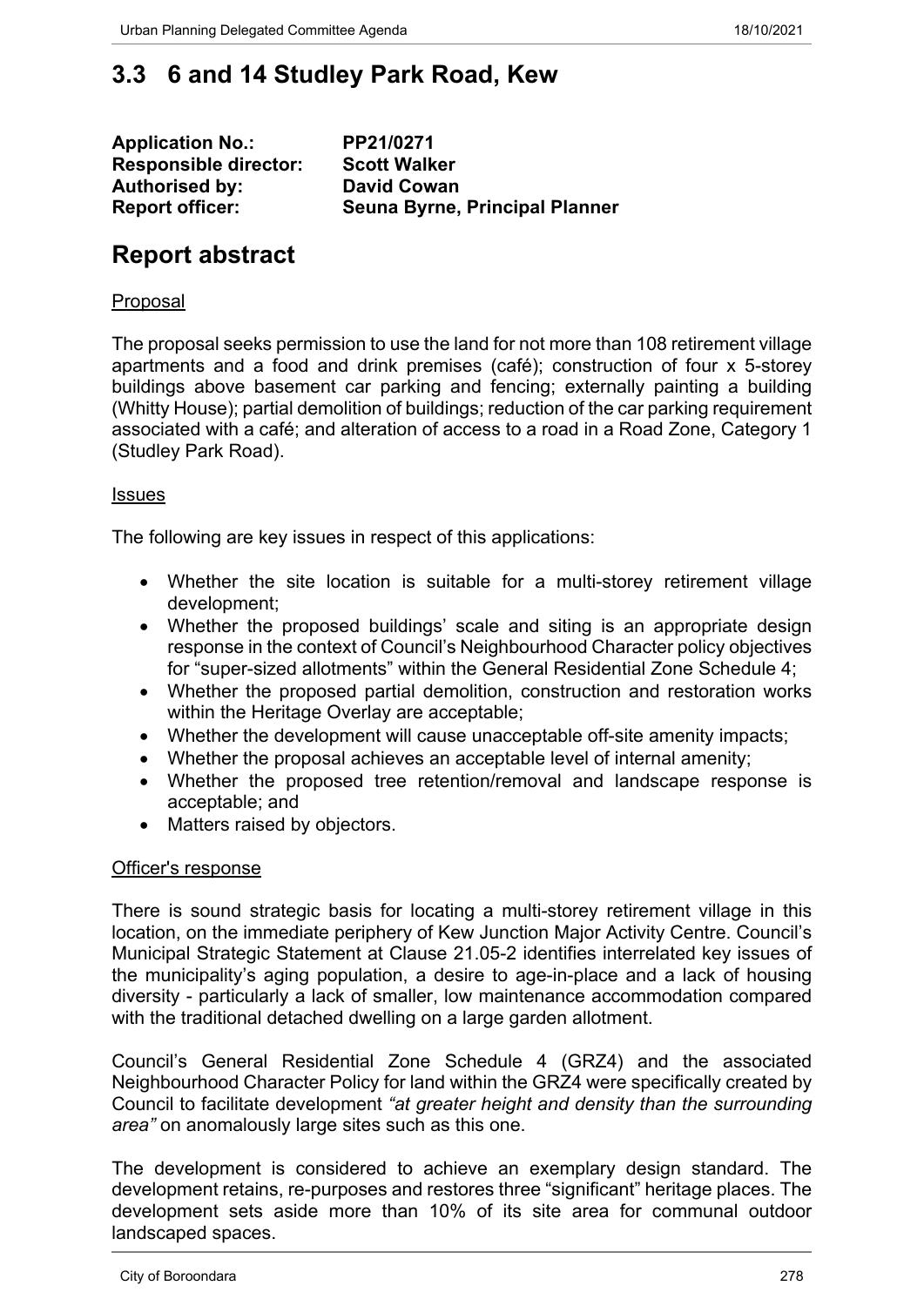# 3.3 6 and 14 Studley Park Road, Kew

**Application No.:** PP21/0271
**Responsible director:** Scott Walker
**Authorised by:** David Cowan
**Report officer:** Seuna Byrne, Principal Planner

# Report abstract

Proposal

The proposal seeks permission to use the land for not more than 108 retirement village apartments and a food and drink premises (café); construction of four x 5-storey buildings above basement car parking and fencing; externally painting a building (Whitty House); partial demolition of buildings; reduction of the car parking requirement associated with a café; and alteration of access to a road in a Road Zone, Category 1 (Studley Park Road).

Issues

The following are key issues in respect of this applications:

- Whether the site location is suitable for a multi-storey retirement village development;
- Whether the proposed buildings' scale and siting is an appropriate design response in the context of Council's Neighbourhood Character policy objectives for "super-sized allotments" within the General Residential Zone Schedule 4;
- Whether the proposed partial demolition, construction and restoration works within the Heritage Overlay are acceptable;
- Whether the development will cause unacceptable off-site amenity impacts;
- Whether the proposal achieves an acceptable level of internal amenity;
- Whether the proposed tree retention/removal and landscape response is acceptable; and
- Matters raised by objectors.

Officer's response

There is sound strategic basis for locating a multi-storey retirement village in this location, on the immediate periphery of Kew Junction Major Activity Centre. Council's Municipal Strategic Statement at Clause 21.05-2 identifies interrelated key issues of the municipality's aging population, a desire to age-in-place and a lack of housing diversity - particularly a lack of smaller, low maintenance accommodation compared with the traditional detached dwelling on a large garden allotment.

Council's General Residential Zone Schedule 4 (GRZ4) and the associated Neighbourhood Character Policy for land within the GRZ4 were specifically created by Council to facilitate development *"at greater height and density than the surrounding area"* on anomalously large sites such as this one.

The development is considered to achieve an exemplary design standard. The development retains, re-purposes and restores three "significant" heritage places. The development sets aside more than 10% of its site area for communal outdoor landscaped spaces.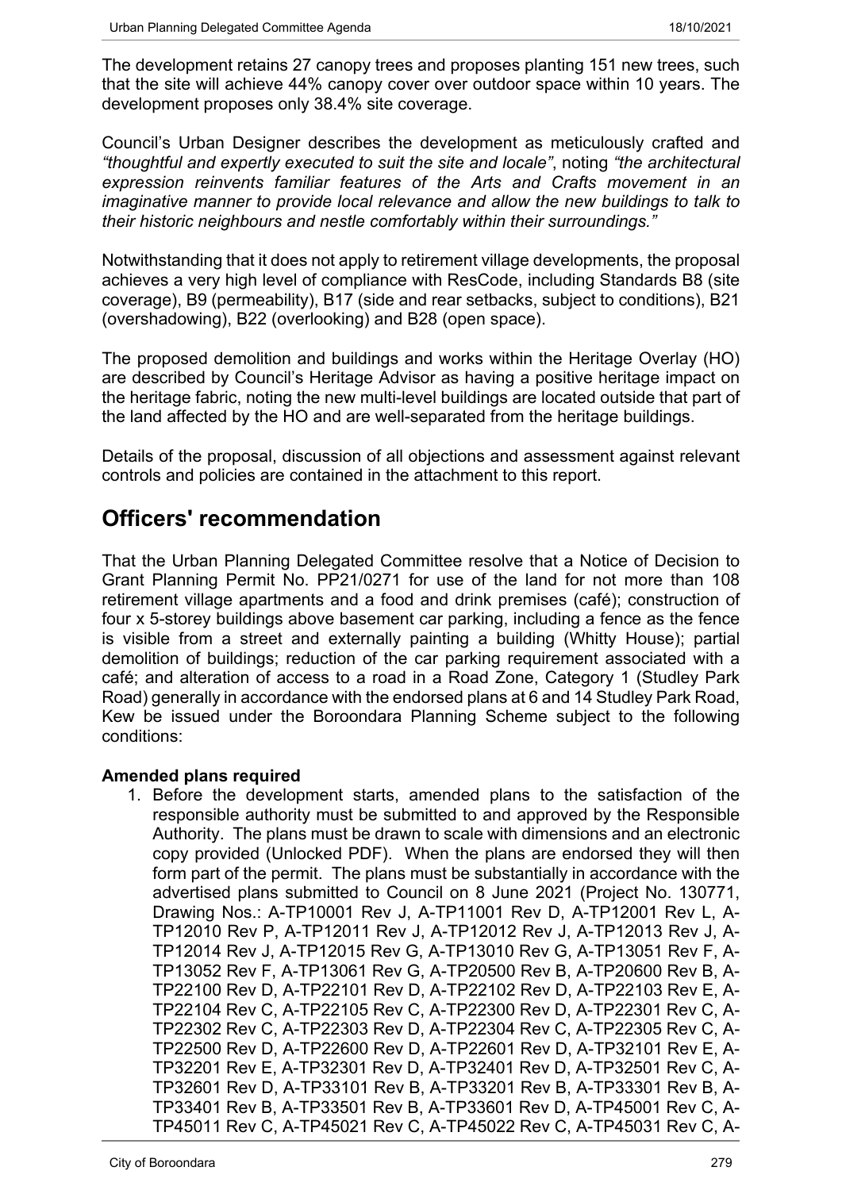The development retains 27 canopy trees and proposes planting 151 new trees, such that the site will achieve 44% canopy cover over outdoor space within 10 years. The development proposes only 38.4% site coverage.

Council's Urban Designer describes the development as meticulously crafted and *"thoughtful and expertly executed to suit the site and locale"*, noting *"the architectural expression reinvents familiar features of the Arts and Crafts movement in an imaginative manner to provide local relevance and allow the new buildings to talk to their historic neighbours and nestle comfortably within their surroundings."*

Notwithstanding that it does not apply to retirement village developments, the proposal achieves a very high level of compliance with ResCode, including Standards B8 (site coverage), B9 (permeability), B17 (side and rear setbacks, subject to conditions), B21 (overshadowing), B22 (overlooking) and B28 (open space).

The proposed demolition and buildings and works within the Heritage Overlay (HO) are described by Council's Heritage Advisor as having a positive heritage impact on the heritage fabric, noting the new multi-level buildings are located outside that part of the land affected by the HO and are well-separated from the heritage buildings.

Details of the proposal, discussion of all objections and assessment against relevant controls and policies are contained in the attachment to this report.

# Officers' recommendation

That the Urban Planning Delegated Committee resolve that a Notice of Decision to Grant Planning Permit No. PP21/0271 for use of the land for not more than 108 retirement village apartments and a food and drink premises (café); construction of four x 5-storey buildings above basement car parking, including a fence as the fence is visible from a street and externally painting a building (Whitty House); partial demolition of buildings; reduction of the car parking requirement associated with a café; and alteration of access to a road in a Road Zone, Category 1 (Studley Park Road) generally in accordance with the endorsed plans at 6 and 14 Studley Park Road, Kew be issued under the Boroondara Planning Scheme subject to the following conditions:

**Amended plans required**

1. Before the development starts, amended plans to the satisfaction of the responsible authority must be submitted to and approved by the Responsible Authority. The plans must be drawn to scale with dimensions and an electronic copy provided (Unlocked PDF). When the plans are endorsed they will then form part of the permit. The plans must be substantially in accordance with the advertised plans submitted to Council on 8 June 2021 (Project No. 130771, Drawing Nos.: A-TP10001 Rev J, A-TP11001 Rev D, A-TP12001 Rev L, A-TP12010 Rev P, A-TP12011 Rev J, A-TP12012 Rev J, A-TP12013 Rev J, A-TP12014 Rev J, A-TP12015 Rev G, A-TP13010 Rev G, A-TP13051 Rev F, A-TP13052 Rev F, A-TP13061 Rev G, A-TP20500 Rev B, A-TP20600 Rev B, A-TP22100 Rev D, A-TP22101 Rev D, A-TP22102 Rev D, A-TP22103 Rev E, A-TP22104 Rev C, A-TP22105 Rev C, A-TP22300 Rev D, A-TP22301 Rev C, A-TP22302 Rev C, A-TP22303 Rev D, A-TP22304 Rev C, A-TP22305 Rev C, A-TP22500 Rev D, A-TP22600 Rev D, A-TP22601 Rev D, A-TP32101 Rev E, A-TP32201 Rev E, A-TP32301 Rev D, A-TP32401 Rev D, A-TP32501 Rev C, A-TP32601 Rev D, A-TP33101 Rev B, A-TP33201 Rev B, A-TP33301 Rev B, A-TP33401 Rev B, A-TP33501 Rev B, A-TP33601 Rev D, A-TP45001 Rev C, A-TP45011 Rev C, A-TP45021 Rev C, A-TP45022 Rev C, A-TP45031 Rev C, A-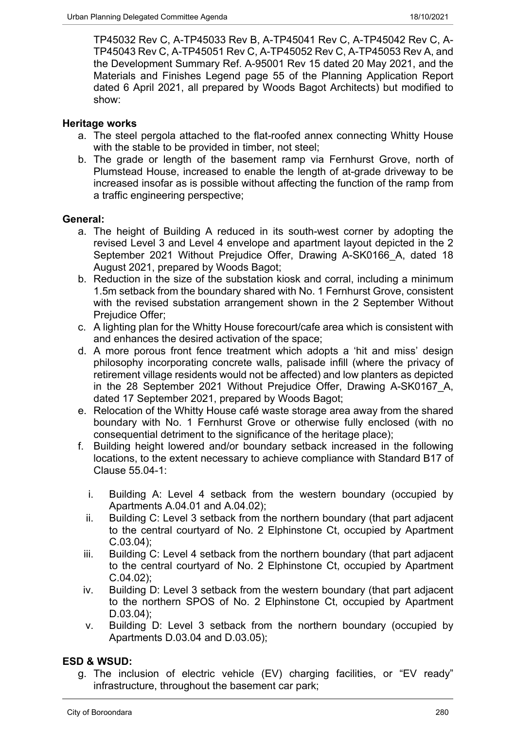TP45032 Rev C, A-TP45033 Rev B, A-TP45041 Rev C, A-TP45042 Rev C, A-TP45043 Rev C, A-TP45051 Rev C, A-TP45052 Rev C, A-TP45053 Rev A, and the Development Summary Ref. A-95001 Rev 15 dated 20 May 2021, and the Materials and Finishes Legend page 55 of the Planning Application Report dated 6 April 2021, all prepared by Woods Bagot Architects) but modified to show:

**Heritage works**

a. The steel pergola attached to the flat-roofed annex connecting Whitty House with the stable to be provided in timber, not steel;
b. The grade or length of the basement ramp via Fernhurst Grove, north of Plumstead House, increased to enable the length of at-grade driveway to be increased insofar as is possible without affecting the function of the ramp from a traffic engineering perspective;

**General:**

a. The height of Building A reduced in its south-west corner by adopting the revised Level 3 and Level 4 envelope and apartment layout depicted in the 2 September 2021 Without Prejudice Offer, Drawing A-SK0166_A, dated 18 August 2021, prepared by Woods Bagot;
b. Reduction in the size of the substation kiosk and corral, including a minimum 1.5m setback from the boundary shared with No. 1 Fernhurst Grove, consistent with the revised substation arrangement shown in the 2 September Without Prejudice Offer;
c. A lighting plan for the Whitty House forecourt/cafe area which is consistent with and enhances the desired activation of the space;
d. A more porous front fence treatment which adopts a 'hit and miss' design philosophy incorporating concrete walls, palisade infill (where the privacy of retirement village residents would not be affected) and low planters as depicted in the 28 September 2021 Without Prejudice Offer, Drawing A-SK0167_A, dated 17 September 2021, prepared by Woods Bagot;
e. Relocation of the Whitty House café waste storage area away from the shared boundary with No. 1 Fernhurst Grove or otherwise fully enclosed (with no consequential detriment to the significance of the heritage place);
f. Building height lowered and/or boundary setback increased in the following locations, to the extent necessary to achieve compliance with Standard B17 of Clause 55.04-1:

   i. Building A: Level 4 setback from the western boundary (occupied by Apartments A.04.01 and A.04.02);
   ii. Building C: Level 3 setback from the northern boundary (that part adjacent to the central courtyard of No. 2 Elphinstone Ct, occupied by Apartment C.03.04);
   iii. Building C: Level 4 setback from the northern boundary (that part adjacent to the central courtyard of No. 2 Elphinstone Ct, occupied by Apartment C.04.02);
   iv. Building D: Level 3 setback from the western boundary (that part adjacent to the northern SPOS of No. 2 Elphinstone Ct, occupied by Apartment D.03.04);
   v. Building D: Level 3 setback from the northern boundary (occupied by Apartments D.03.04 and D.03.05);

**ESD & WSUD:**

g. The inclusion of electric vehicle (EV) charging facilities, or "EV ready" infrastructure, throughout the basement car park;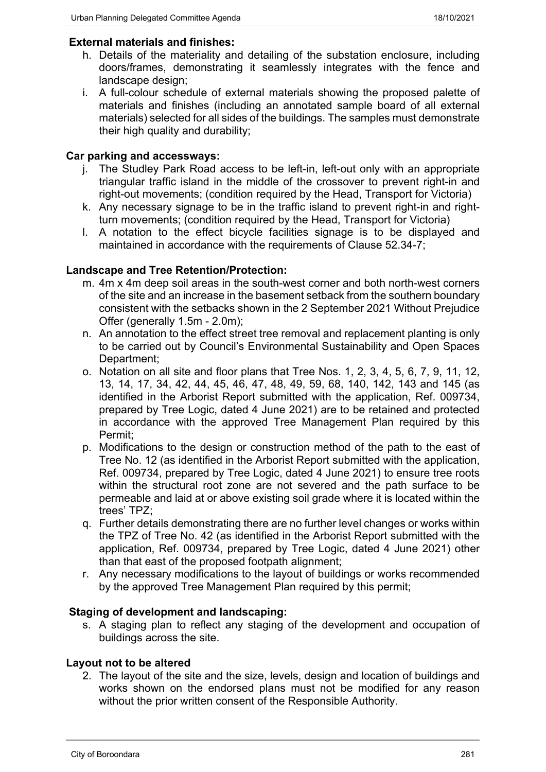**External materials and finishes:**

h. Details of the materiality and detailing of the substation enclosure, including doors/frames, demonstrating it seamlessly integrates with the fence and landscape design;
i. A full-colour schedule of external materials showing the proposed palette of materials and finishes (including an annotated sample board of all external materials) selected for all sides of the buildings. The samples must demonstrate their high quality and durability;

**Car parking and accessways:**

j. The Studley Park Road access to be left-in, left-out only with an appropriate triangular traffic island in the middle of the crossover to prevent right-in and right-out movements; (condition required by the Head, Transport for Victoria)
k. Any necessary signage to be in the traffic island to prevent right-in and right-turn movements; (condition required by the Head, Transport for Victoria)
l. A notation to the effect bicycle facilities signage is to be displayed and maintained in accordance with the requirements of Clause 52.34-7;

**Landscape and Tree Retention/Protection:**

m. 4m x 4m deep soil areas in the south-west corner and both north-west corners of the site and an increase in the basement setback from the southern boundary consistent with the setbacks shown in the 2 September 2021 Without Prejudice Offer (generally 1.5m - 2.0m);
n. An annotation to the effect street tree removal and replacement planting is only to be carried out by Council's Environmental Sustainability and Open Spaces Department;
o. Notation on all site and floor plans that Tree Nos. 1, 2, 3, 4, 5, 6, 7, 9, 11, 12, 13, 14, 17, 34, 42, 44, 45, 46, 47, 48, 49, 59, 68, 140, 142, 143 and 145 (as identified in the Arborist Report submitted with the application, Ref. 009734, prepared by Tree Logic, dated 4 June 2021) are to be retained and protected in accordance with the approved Tree Management Plan required by this Permit;
p. Modifications to the design or construction method of the path to the east of Tree No. 12 (as identified in the Arborist Report submitted with the application, Ref. 009734, prepared by Tree Logic, dated 4 June 2021) to ensure tree roots within the structural root zone are not severed and the path surface to be permeable and laid at or above existing soil grade where it is located within the trees' TPZ;
q. Further details demonstrating there are no further level changes or works within the TPZ of Tree No. 42 (as identified in the Arborist Report submitted with the application, Ref. 009734, prepared by Tree Logic, dated 4 June 2021) other than that east of the proposed footpath alignment;
r. Any necessary modifications to the layout of buildings or works recommended by the approved Tree Management Plan required by this permit;

**Staging of development and landscaping:**

s. A staging plan to reflect any staging of the development and occupation of buildings across the site.

**Layout not to be altered**

2. The layout of the site and the size, levels, design and location of buildings and works shown on the endorsed plans must not be modified for any reason without the prior written consent of the Responsible Authority.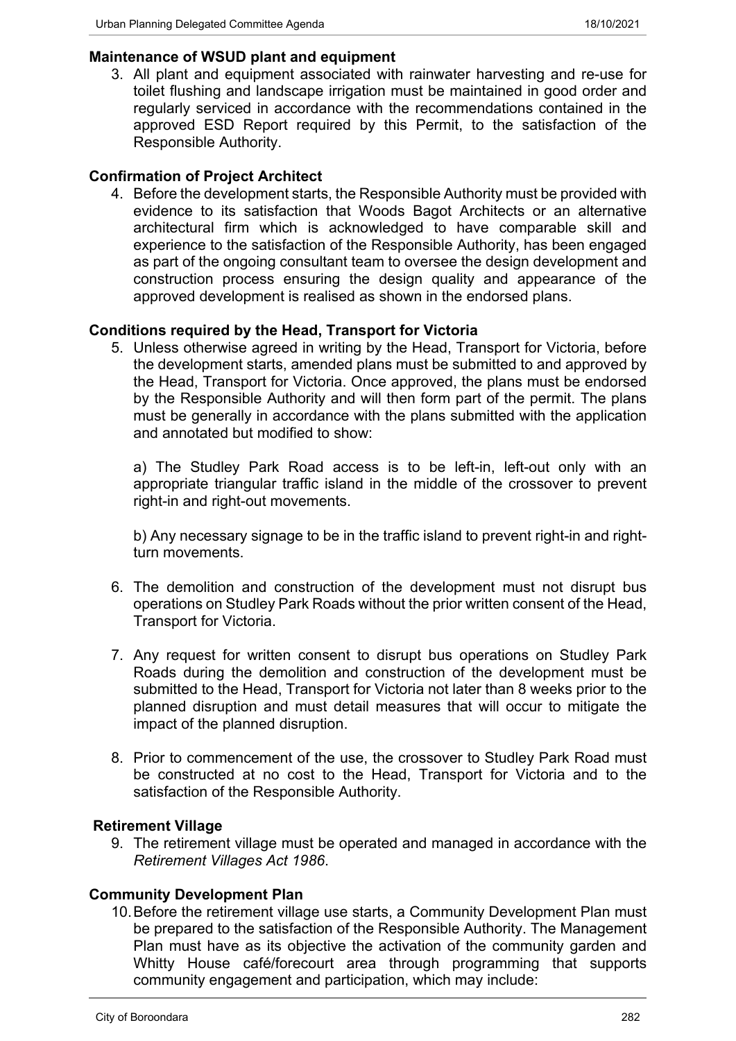**Maintenance of WSUD plant and equipment**

3. All plant and equipment associated with rainwater harvesting and re-use for toilet flushing and landscape irrigation must be maintained in good order and regularly serviced in accordance with the recommendations contained in the approved ESD Report required by this Permit, to the satisfaction of the Responsible Authority.

**Confirmation of Project Architect**

4. Before the development starts, the Responsible Authority must be provided with evidence to its satisfaction that Woods Bagot Architects or an alternative architectural firm which is acknowledged to have comparable skill and experience to the satisfaction of the Responsible Authority, has been engaged as part of the ongoing consultant team to oversee the design development and construction process ensuring the design quality and appearance of the approved development is realised as shown in the endorsed plans.

**Conditions required by the Head, Transport for Victoria**

5. Unless otherwise agreed in writing by the Head, Transport for Victoria, before the development starts, amended plans must be submitted to and approved by the Head, Transport for Victoria. Once approved, the plans must be endorsed by the Responsible Authority and will then form part of the permit. The plans must be generally in accordance with the plans submitted with the application and annotated but modified to show:

   a) The Studley Park Road access is to be left-in, left-out only with an appropriate triangular traffic island in the middle of the crossover to prevent right-in and right-out movements.

   b) Any necessary signage to be in the traffic island to prevent right-in and right-turn movements.

6. The demolition and construction of the development must not disrupt bus operations on Studley Park Roads without the prior written consent of the Head, Transport for Victoria.

7. Any request for written consent to disrupt bus operations on Studley Park Roads during the demolition and construction of the development must be submitted to the Head, Transport for Victoria not later than 8 weeks prior to the planned disruption and must detail measures that will occur to mitigate the impact of the planned disruption.

8. Prior to commencement of the use, the crossover to Studley Park Road must be constructed at no cost to the Head, Transport for Victoria and to the satisfaction of the Responsible Authority.

**Retirement Village**

9. The retirement village must be operated and managed in accordance with the *Retirement Villages Act 1986*.

**Community Development Plan**

10. Before the retirement village use starts, a Community Development Plan must be prepared to the satisfaction of the Responsible Authority. The Management Plan must have as its objective the activation of the community garden and Whitty House café/forecourt area through programming that supports community engagement and participation, which may include: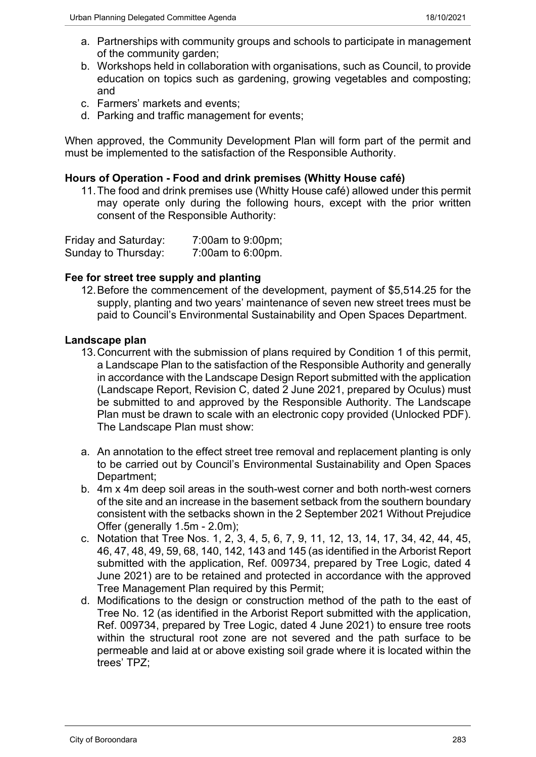a. Partnerships with community groups and schools to participate in management of the community garden;
b. Workshops held in collaboration with organisations, such as Council, to provide education on topics such as gardening, growing vegetables and composting; and
c. Farmers' markets and events;
d. Parking and traffic management for events;

When approved, the Community Development Plan will form part of the permit and must be implemented to the satisfaction of the Responsible Authority.

**Hours of Operation - Food and drink premises (Whitty House café)**

11. The food and drink premises use (Whitty House café) allowed under this permit may operate only during the following hours, except with the prior written consent of the Responsible Authority:

Friday and Saturday: 7:00am to 9:00pm;
Sunday to Thursday: 7:00am to 6:00pm.

**Fee for street tree supply and planting**

12. Before the commencement of the development, payment of $5,514.25 for the supply, planting and two years' maintenance of seven new street trees must be paid to Council's Environmental Sustainability and Open Spaces Department.

**Landscape plan**

13. Concurrent with the submission of plans required by Condition 1 of this permit, a Landscape Plan to the satisfaction of the Responsible Authority and generally in accordance with the Landscape Design Report submitted with the application (Landscape Report, Revision C, dated 2 June 2021, prepared by Oculus) must be submitted to and approved by the Responsible Authority. The Landscape Plan must be drawn to scale with an electronic copy provided (Unlocked PDF). The Landscape Plan must show:

a. An annotation to the effect street tree removal and replacement planting is only to be carried out by Council's Environmental Sustainability and Open Spaces Department;
b. 4m x 4m deep soil areas in the south-west corner and both north-west corners of the site and an increase in the basement setback from the southern boundary consistent with the setbacks shown in the 2 September 2021 Without Prejudice Offer (generally 1.5m - 2.0m);
c. Notation that Tree Nos. 1, 2, 3, 4, 5, 6, 7, 9, 11, 12, 13, 14, 17, 34, 42, 44, 45, 46, 47, 48, 49, 59, 68, 140, 142, 143 and 145 (as identified in the Arborist Report submitted with the application, Ref. 009734, prepared by Tree Logic, dated 4 June 2021) are to be retained and protected in accordance with the approved Tree Management Plan required by this Permit;
d. Modifications to the design or construction method of the path to the east of Tree No. 12 (as identified in the Arborist Report submitted with the application, Ref. 009734, prepared by Tree Logic, dated 4 June 2021) to ensure tree roots within the structural root zone are not severed and the path surface to be permeable and laid at or above existing soil grade where it is located within the trees' TPZ;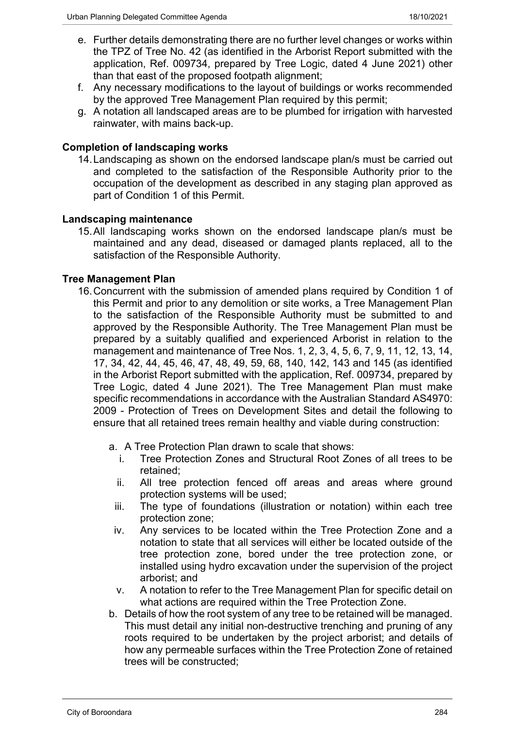e. Further details demonstrating there are no further level changes or works within the TPZ of Tree No. 42 (as identified in the Arborist Report submitted with the application, Ref. 009734, prepared by Tree Logic, dated 4 June 2021) other than that east of the proposed footpath alignment;

f. Any necessary modifications to the layout of buildings or works recommended by the approved Tree Management Plan required by this permit;

g. A notation all landscaped areas are to be plumbed for irrigation with harvested rainwater, with mains back-up.

**Completion of landscaping works**

14. Landscaping as shown on the endorsed landscape plan/s must be carried out and completed to the satisfaction of the Responsible Authority prior to the occupation of the development as described in any staging plan approved as part of Condition 1 of this Permit.

**Landscaping maintenance**

15. All landscaping works shown on the endorsed landscape plan/s must be maintained and any dead, diseased or damaged plants replaced, all to the satisfaction of the Responsible Authority.

**Tree Management Plan**

16. Concurrent with the submission of amended plans required by Condition 1 of this Permit and prior to any demolition or site works, a Tree Management Plan to the satisfaction of the Responsible Authority must be submitted to and approved by the Responsible Authority. The Tree Management Plan must be prepared by a suitably qualified and experienced Arborist in relation to the management and maintenance of Tree Nos. 1, 2, 3, 4, 5, 6, 7, 9, 11, 12, 13, 14, 17, 34, 42, 44, 45, 46, 47, 48, 49, 59, 68, 140, 142, 143 and 145 (as identified in the Arborist Report submitted with the application, Ref. 009734, prepared by Tree Logic, dated 4 June 2021). The Tree Management Plan must make specific recommendations in accordance with the Australian Standard AS4970: 2009 - Protection of Trees on Development Sites and detail the following to ensure that all retained trees remain healthy and viable during construction:

   a. A Tree Protection Plan drawn to scale that shows:
      i. Tree Protection Zones and Structural Root Zones of all trees to be retained;
      ii. All tree protection fenced off areas and areas where ground protection systems will be used;
      iii. The type of foundations (illustration or notation) within each tree protection zone;
      iv. Any services to be located within the Tree Protection Zone and a notation to state that all services will either be located outside of the tree protection zone, bored under the tree protection zone, or installed using hydro excavation under the supervision of the project arborist; and
      v. A notation to refer to the Tree Management Plan for specific detail on what actions are required within the Tree Protection Zone.

   b. Details of how the root system of any tree to be retained will be managed. This must detail any initial non-destructive trenching and pruning of any roots required to be undertaken by the project arborist; and details of how any permeable surfaces within the Tree Protection Zone of retained trees will be constructed;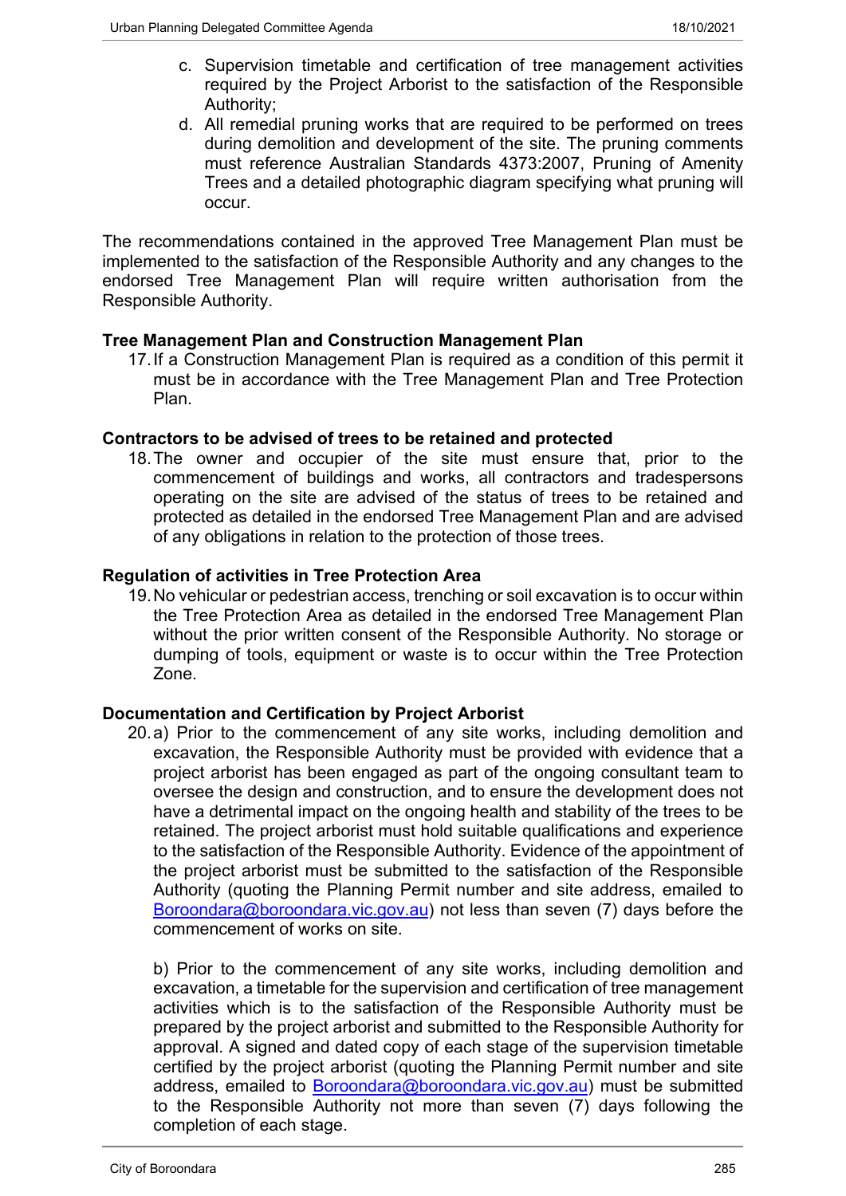c. Supervision timetable and certification of tree management activities required by the Project Arborist to the satisfaction of the Responsible Authority;

d. All remedial pruning works that are required to be performed on trees during demolition and development of the site. The pruning comments must reference Australian Standards 4373:2007, Pruning of Amenity Trees and a detailed photographic diagram specifying what pruning will occur.

The recommendations contained in the approved Tree Management Plan must be implemented to the satisfaction of the Responsible Authority and any changes to the endorsed Tree Management Plan will require written authorisation from the Responsible Authority.

**Tree Management Plan and Construction Management Plan**

17. If a Construction Management Plan is required as a condition of this permit it must be in accordance with the Tree Management Plan and Tree Protection Plan.

**Contractors to be advised of trees to be retained and protected**

18. The owner and occupier of the site must ensure that, prior to the commencement of buildings and works, all contractors and tradespersons operating on the site are advised of the status of trees to be retained and protected as detailed in the endorsed Tree Management Plan and are advised of any obligations in relation to the protection of those trees.

**Regulation of activities in Tree Protection Area**

19. No vehicular or pedestrian access, trenching or soil excavation is to occur within the Tree Protection Area as detailed in the endorsed Tree Management Plan without the prior written consent of the Responsible Authority. No storage or dumping of tools, equipment or waste is to occur within the Tree Protection Zone.

**Documentation and Certification by Project Arborist**

20. a) Prior to the commencement of any site works, including demolition and excavation, the Responsible Authority must be provided with evidence that a project arborist has been engaged as part of the ongoing consultant team to oversee the design and construction, and to ensure the development does not have a detrimental impact on the ongoing health and stability of the trees to be retained. The project arborist must hold suitable qualifications and experience to the satisfaction of the Responsible Authority. Evidence of the appointment of the project arborist must be submitted to the satisfaction of the Responsible Authority (quoting the Planning Permit number and site address, emailed to Boroondara@boroondara.vic.gov.au) not less than seven (7) days before the commencement of works on site.

    b) Prior to the commencement of any site works, including demolition and excavation, a timetable for the supervision and certification of tree management activities which is to the satisfaction of the Responsible Authority must be prepared by the project arborist and submitted to the Responsible Authority for approval. A signed and dated copy of each stage of the supervision timetable certified by the project arborist (quoting the Planning Permit number and site address, emailed to Boroondara@boroondara.vic.gov.au) must be submitted to the Responsible Authority not more than seven (7) days following the completion of each stage.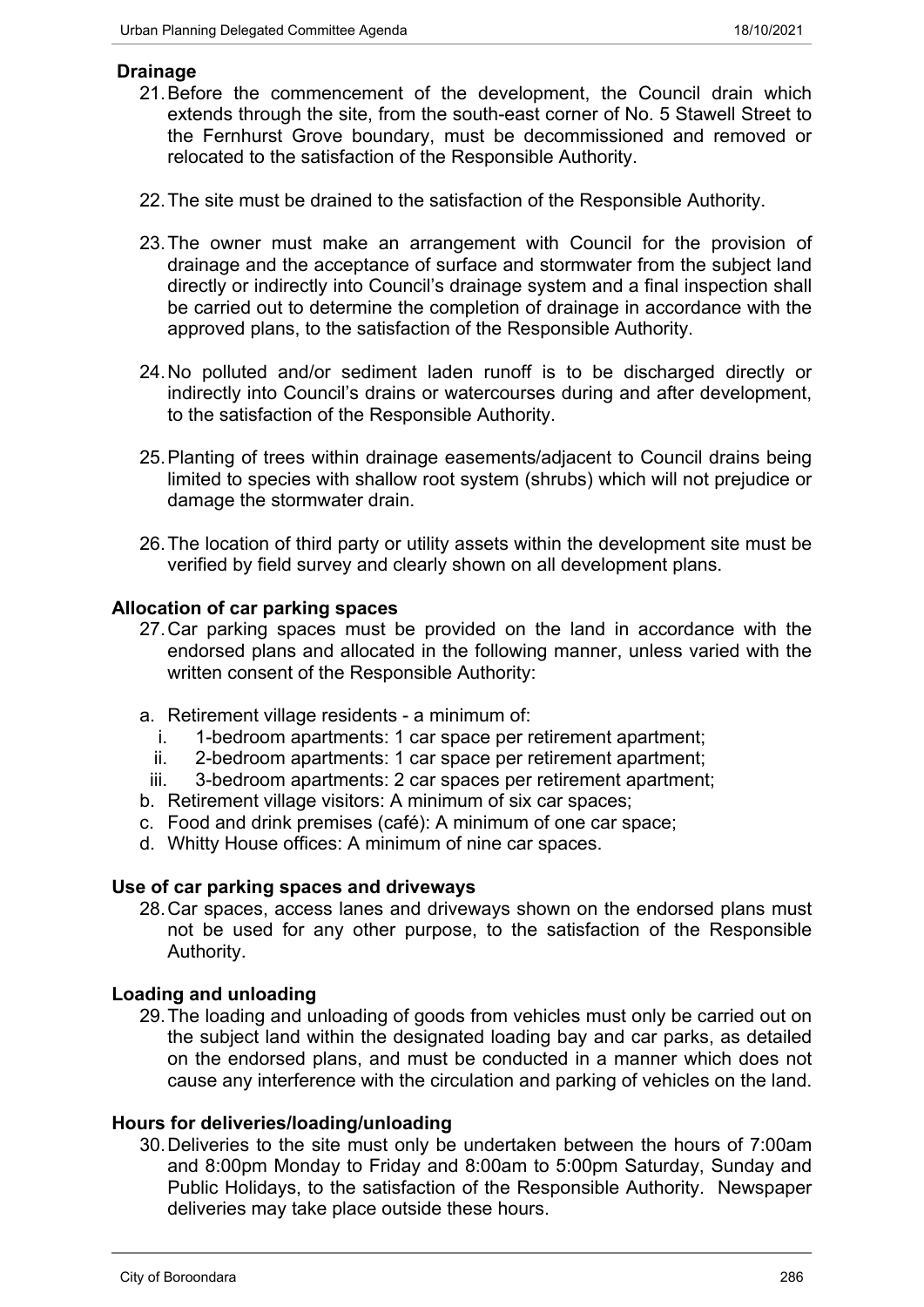**Drainage**

21. Before the commencement of the development, the Council drain which extends through the site, from the south-east corner of No. 5 Stawell Street to the Fernhurst Grove boundary, must be decommissioned and removed or relocated to the satisfaction of the Responsible Authority.

22. The site must be drained to the satisfaction of the Responsible Authority.

23. The owner must make an arrangement with Council for the provision of drainage and the acceptance of surface and stormwater from the subject land directly or indirectly into Council's drainage system and a final inspection shall be carried out to determine the completion of drainage in accordance with the approved plans, to the satisfaction of the Responsible Authority.

24. No polluted and/or sediment laden runoff is to be discharged directly or indirectly into Council's drains or watercourses during and after development, to the satisfaction of the Responsible Authority.

25. Planting of trees within drainage easements/adjacent to Council drains being limited to species with shallow root system (shrubs) which will not prejudice or damage the stormwater drain.

26. The location of third party or utility assets within the development site must be verified by field survey and clearly shown on all development plans.

**Allocation of car parking spaces**

27. Car parking spaces must be provided on the land in accordance with the endorsed plans and allocated in the following manner, unless varied with the written consent of the Responsible Authority:

a. Retirement village residents - a minimum of:
   i. 1-bedroom apartments: 1 car space per retirement apartment;
   ii. 2-bedroom apartments: 1 car space per retirement apartment;
   iii. 3-bedroom apartments: 2 car spaces per retirement apartment;
b. Retirement village visitors: A minimum of six car spaces;
c. Food and drink premises (café): A minimum of one car space;
d. Whitty House offices: A minimum of nine car spaces.

**Use of car parking spaces and driveways**

28. Car spaces, access lanes and driveways shown on the endorsed plans must not be used for any other purpose, to the satisfaction of the Responsible Authority.

**Loading and unloading**

29. The loading and unloading of goods from vehicles must only be carried out on the subject land within the designated loading bay and car parks, as detailed on the endorsed plans, and must be conducted in a manner which does not cause any interference with the circulation and parking of vehicles on the land.

**Hours for deliveries/loading/unloading**

30. Deliveries to the site must only be undertaken between the hours of 7:00am and 8:00pm Monday to Friday and 8:00am to 5:00pm Saturday, Sunday and Public Holidays, to the satisfaction of the Responsible Authority. Newspaper deliveries may take place outside these hours.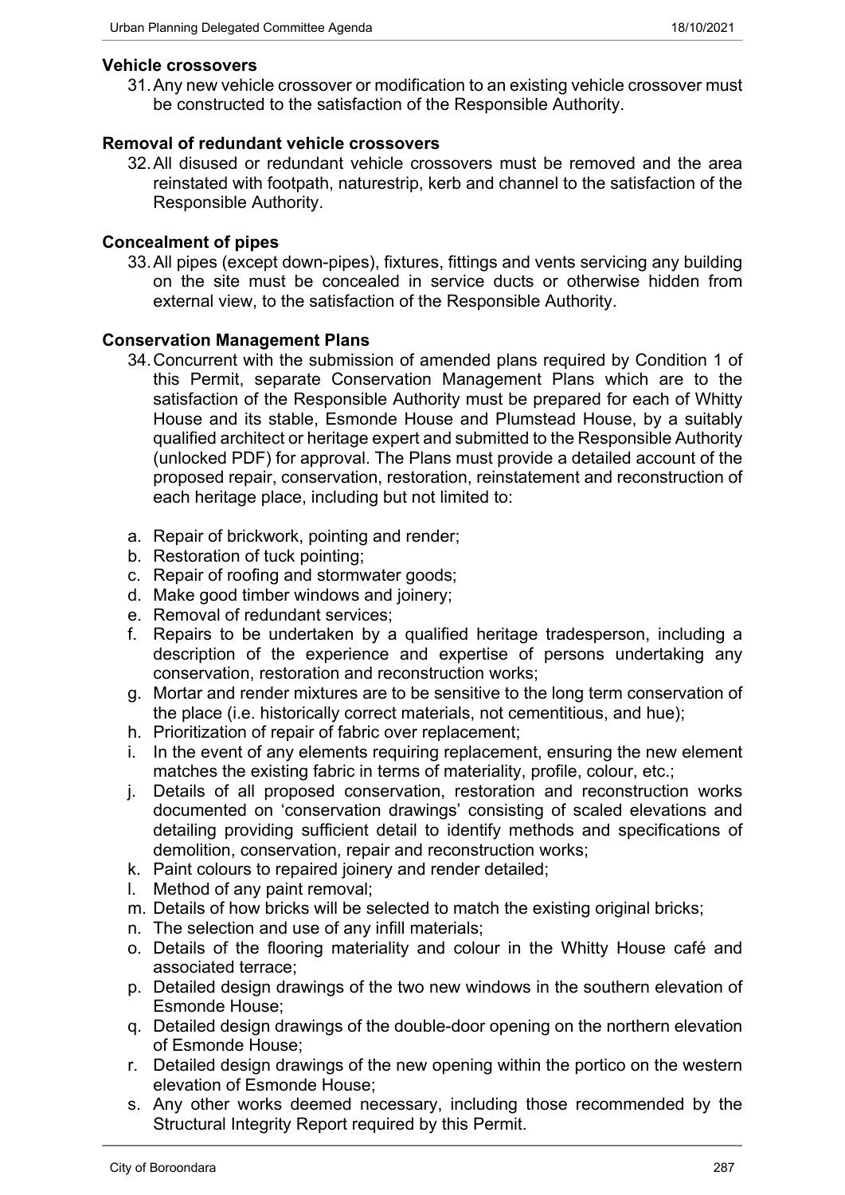**Vehicle crossovers**

31. Any new vehicle crossover or modification to an existing vehicle crossover must be constructed to the satisfaction of the Responsible Authority.

**Removal of redundant vehicle crossovers**

32. All disused or redundant vehicle crossovers must be removed and the area reinstated with footpath, naturestrip, kerb and channel to the satisfaction of the Responsible Authority.

**Concealment of pipes**

33. All pipes (except down-pipes), fixtures, fittings and vents servicing any building on the site must be concealed in service ducts or otherwise hidden from external view, to the satisfaction of the Responsible Authority.

**Conservation Management Plans**

34. Concurrent with the submission of amended plans required by Condition 1 of this Permit, separate Conservation Management Plans which are to the satisfaction of the Responsible Authority must be prepared for each of Whitty House and its stable, Esmonde House and Plumstead House, by a suitably qualified architect or heritage expert and submitted to the Responsible Authority (unlocked PDF) for approval. The Plans must provide a detailed account of the proposed repair, conservation, restoration, reinstatement and reconstruction of each heritage place, including but not limited to:

a. Repair of brickwork, pointing and render;
b. Restoration of tuck pointing;
c. Repair of roofing and stormwater goods;
d. Make good timber windows and joinery;
e. Removal of redundant services;
f. Repairs to be undertaken by a qualified heritage tradesperson, including a description of the experience and expertise of persons undertaking any conservation, restoration and reconstruction works;
g. Mortar and render mixtures are to be sensitive to the long term conservation of the place (i.e. historically correct materials, not cementitious, and hue);
h. Prioritization of repair of fabric over replacement;
i. In the event of any elements requiring replacement, ensuring the new element matches the existing fabric in terms of materiality, profile, colour, etc.;
j. Details of all proposed conservation, restoration and reconstruction works documented on 'conservation drawings' consisting of scaled elevations and detailing providing sufficient detail to identify methods and specifications of demolition, conservation, repair and reconstruction works;
k. Paint colours to repaired joinery and render detailed;
l. Method of any paint removal;
m. Details of how bricks will be selected to match the existing original bricks;
n. The selection and use of any infill materials;
o. Details of the flooring materiality and colour in the Whitty House café and associated terrace;
p. Detailed design drawings of the two new windows in the southern elevation of Esmonde House;
q. Detailed design drawings of the double-door opening on the northern elevation of Esmonde House;
r. Detailed design drawings of the new opening within the portico on the western elevation of Esmonde House;
s. Any other works deemed necessary, including those recommended by the Structural Integrity Report required by this Permit.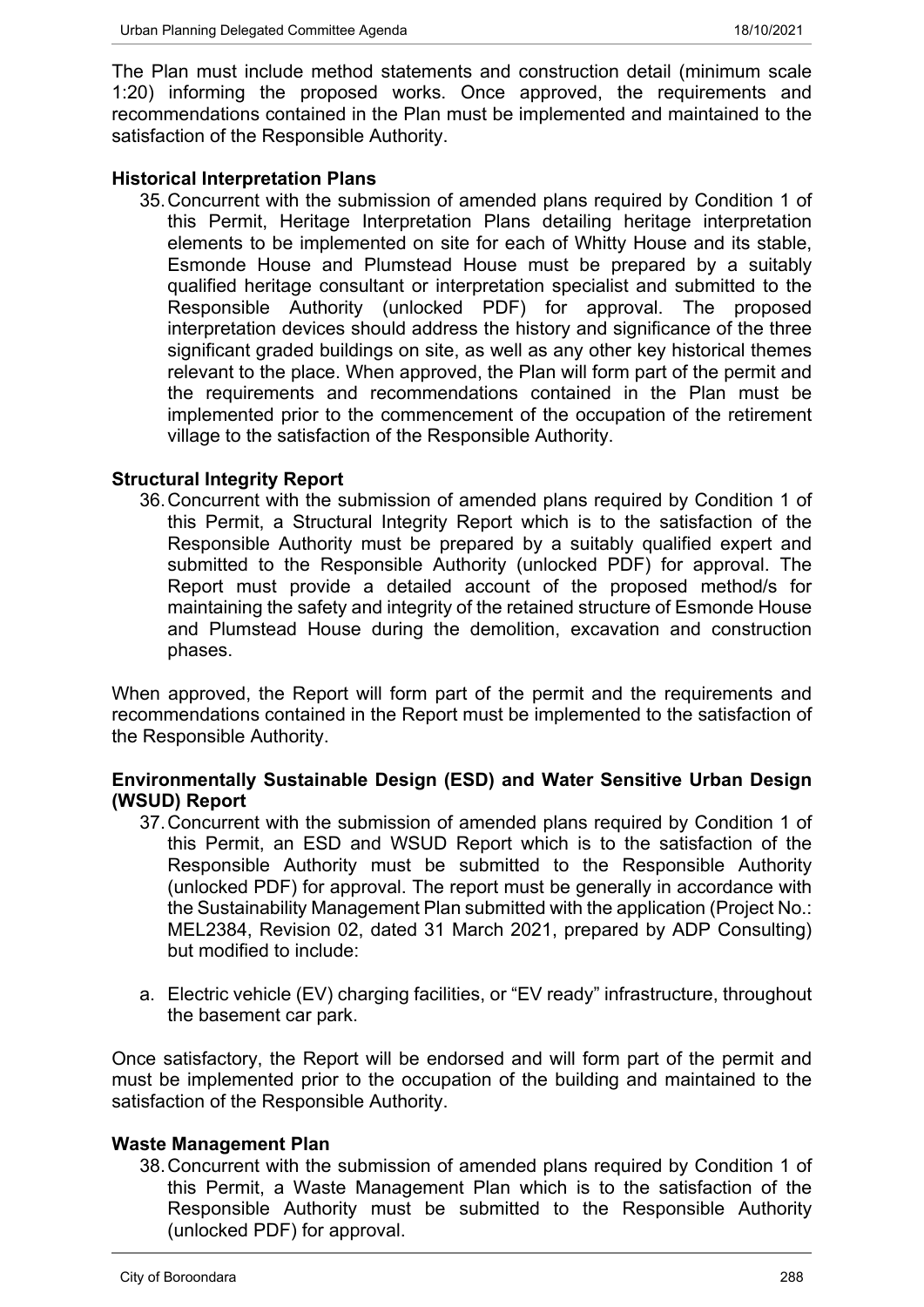The Plan must include method statements and construction detail (minimum scale 1:20) informing the proposed works. Once approved, the requirements and recommendations contained in the Plan must be implemented and maintained to the satisfaction of the Responsible Authority.

**Historical Interpretation Plans**

35. Concurrent with the submission of amended plans required by Condition 1 of this Permit, Heritage Interpretation Plans detailing heritage interpretation elements to be implemented on site for each of Whitty House and its stable, Esmonde House and Plumstead House must be prepared by a suitably qualified heritage consultant or interpretation specialist and submitted to the Responsible Authority (unlocked PDF) for approval. The proposed interpretation devices should address the history and significance of the three significant graded buildings on site, as well as any other key historical themes relevant to the place. When approved, the Plan will form part of the permit and the requirements and recommendations contained in the Plan must be implemented prior to the commencement of the occupation of the retirement village to the satisfaction of the Responsible Authority.

**Structural Integrity Report**

36. Concurrent with the submission of amended plans required by Condition 1 of this Permit, a Structural Integrity Report which is to the satisfaction of the Responsible Authority must be prepared by a suitably qualified expert and submitted to the Responsible Authority (unlocked PDF) for approval. The Report must provide a detailed account of the proposed method/s for maintaining the safety and integrity of the retained structure of Esmonde House and Plumstead House during the demolition, excavation and construction phases.

When approved, the Report will form part of the permit and the requirements and recommendations contained in the Report must be implemented to the satisfaction of the Responsible Authority.

**Environmentally Sustainable Design (ESD) and Water Sensitive Urban Design (WSUD) Report**

37. Concurrent with the submission of amended plans required by Condition 1 of this Permit, an ESD and WSUD Report which is to the satisfaction of the Responsible Authority must be submitted to the Responsible Authority (unlocked PDF) for approval. The report must be generally in accordance with the Sustainability Management Plan submitted with the application (Project No.: MEL2384, Revision 02, dated 31 March 2021, prepared by ADP Consulting) but modified to include:

a. Electric vehicle (EV) charging facilities, or “EV ready” infrastructure, throughout the basement car park.

Once satisfactory, the Report will be endorsed and will form part of the permit and must be implemented prior to the occupation of the building and maintained to the satisfaction of the Responsible Authority.

**Waste Management Plan**

38. Concurrent with the submission of amended plans required by Condition 1 of this Permit, a Waste Management Plan which is to the satisfaction of the Responsible Authority must be submitted to the Responsible Authority (unlocked PDF) for approval.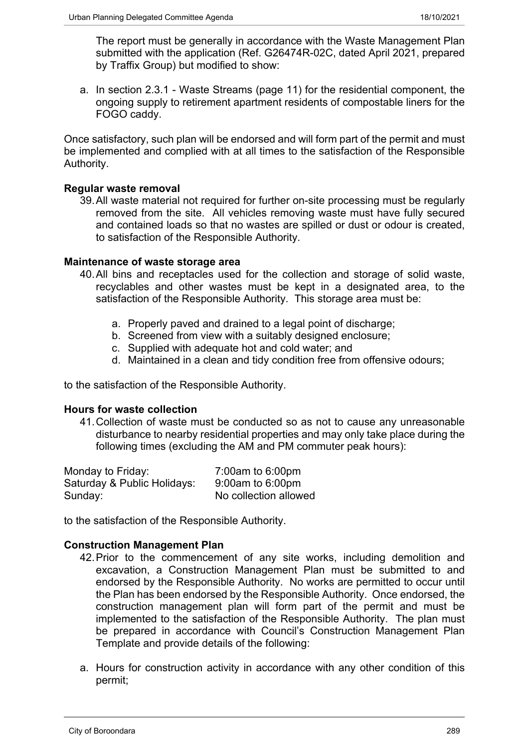The report must be generally in accordance with the Waste Management Plan submitted with the application (Ref. G26474R-02C, dated April 2021, prepared by Traffix Group) but modified to show:

a. In section 2.3.1 - Waste Streams (page 11) for the residential component, the ongoing supply to retirement apartment residents of compostable liners for the FOGO caddy.

Once satisfactory, such plan will be endorsed and will form part of the permit and must be implemented and complied with at all times to the satisfaction of the Responsible Authority.

**Regular waste removal**

39. All waste material not required for further on-site processing must be regularly removed from the site. All vehicles removing waste must have fully secured and contained loads so that no wastes are spilled or dust or odour is created, to satisfaction of the Responsible Authority.

**Maintenance of waste storage area**

40. All bins and receptacles used for the collection and storage of solid waste, recyclables and other wastes must be kept in a designated area, to the satisfaction of the Responsible Authority. This storage area must be:

    a. Properly paved and drained to a legal point of discharge;
    b. Screened from view with a suitably designed enclosure;
    c. Supplied with adequate hot and cold water; and
    d. Maintained in a clean and tidy condition free from offensive odours;

to the satisfaction of the Responsible Authority.

**Hours for waste collection**

41. Collection of waste must be conducted so as not to cause any unreasonable disturbance to nearby residential properties and may only take place during the following times (excluding the AM and PM commuter peak hours):

| | |
|---|---|
| Monday to Friday: | 7:00am to 6:00pm |
| Saturday & Public Holidays: | 9:00am to 6:00pm |
| Sunday: | No collection allowed |

to the satisfaction of the Responsible Authority.

**Construction Management Plan**

42. Prior to the commencement of any site works, including demolition and excavation, a Construction Management Plan must be submitted to and endorsed by the Responsible Authority. No works are permitted to occur until the Plan has been endorsed by the Responsible Authority. Once endorsed, the construction management plan will form part of the permit and must be implemented to the satisfaction of the Responsible Authority. The plan must be prepared in accordance with Council's Construction Management Plan Template and provide details of the following:

a. Hours for construction activity in accordance with any other condition of this permit;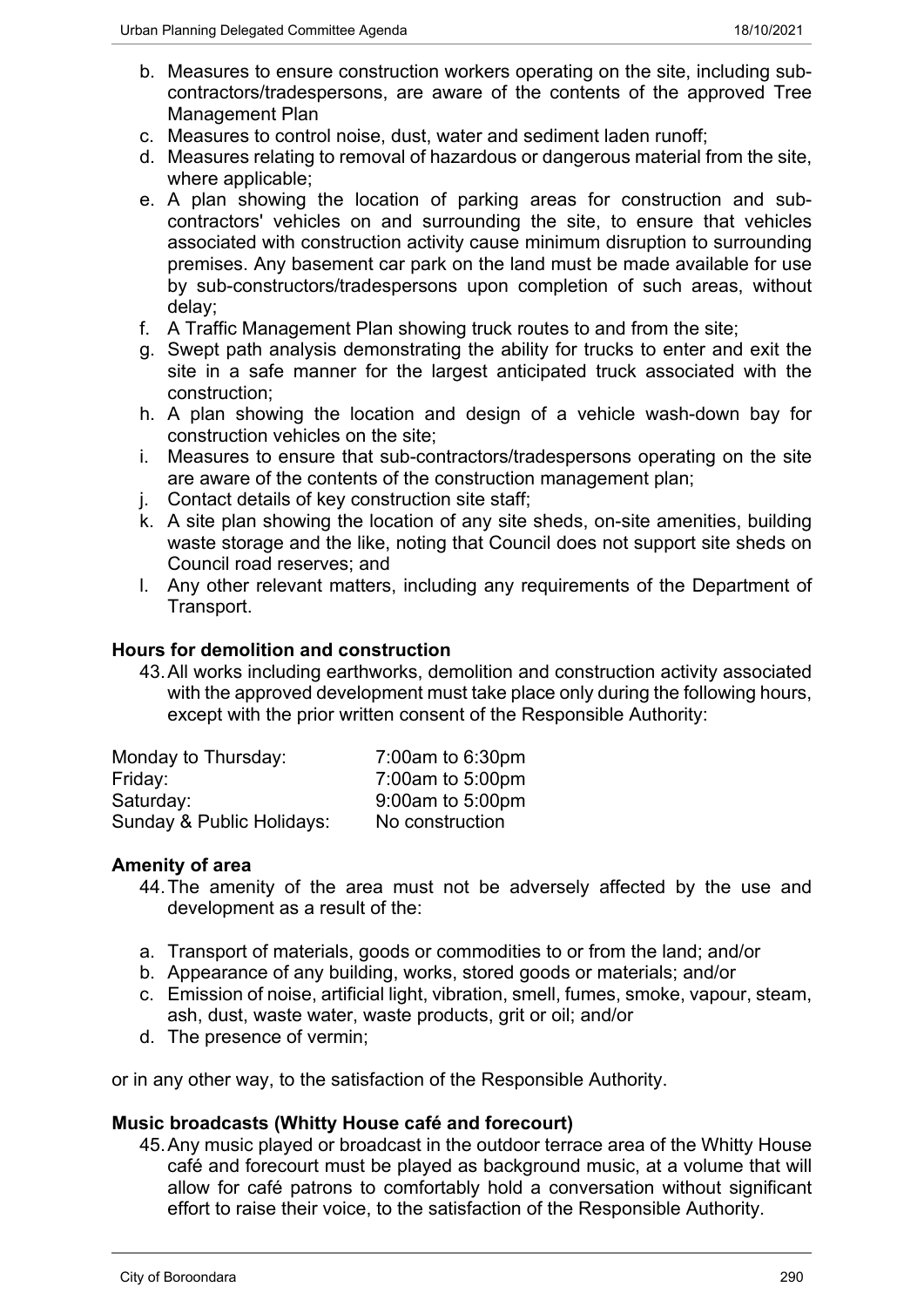b. Measures to ensure construction workers operating on the site, including sub-contractors/tradespersons, are aware of the contents of the approved Tree Management Plan
c. Measures to control noise, dust, water and sediment laden runoff;
d. Measures relating to removal of hazardous or dangerous material from the site, where applicable;
e. A plan showing the location of parking areas for construction and sub-contractors' vehicles on and surrounding the site, to ensure that vehicles associated with construction activity cause minimum disruption to surrounding premises. Any basement car park on the land must be made available for use by sub-constructors/tradespersons upon completion of such areas, without delay;
f. A Traffic Management Plan showing truck routes to and from the site;
g. Swept path analysis demonstrating the ability for trucks to enter and exit the site in a safe manner for the largest anticipated truck associated with the construction;
h. A plan showing the location and design of a vehicle wash-down bay for construction vehicles on the site;
i. Measures to ensure that sub-contractors/tradespersons operating on the site are aware of the contents of the construction management plan;
j. Contact details of key construction site staff;
k. A site plan showing the location of any site sheds, on-site amenities, building waste storage and the like, noting that Council does not support site sheds on Council road reserves; and
l. Any other relevant matters, including any requirements of the Department of Transport.

**Hours for demolition and construction**

43. All works including earthworks, demolition and construction activity associated with the approved development must take place only during the following hours, except with the prior written consent of the Responsible Authority:

| | |
|---|---|
| Monday to Thursday: | 7:00am to 6:30pm |
| Friday: | 7:00am to 5:00pm |
| Saturday: | 9:00am to 5:00pm |
| Sunday & Public Holidays: | No construction |

**Amenity of area**

44. The amenity of the area must not be adversely affected by the use and development as a result of the:

a. Transport of materials, goods or commodities to or from the land; and/or
b. Appearance of any building, works, stored goods or materials; and/or
c. Emission of noise, artificial light, vibration, smell, fumes, smoke, vapour, steam, ash, dust, waste water, waste products, grit or oil; and/or
d. The presence of vermin;

or in any other way, to the satisfaction of the Responsible Authority.

**Music broadcasts (Whitty House café and forecourt)**

45. Any music played or broadcast in the outdoor terrace area of the Whitty House café and forecourt must be played as background music, at a volume that will allow for café patrons to comfortably hold a conversation without significant effort to raise their voice, to the satisfaction of the Responsible Authority.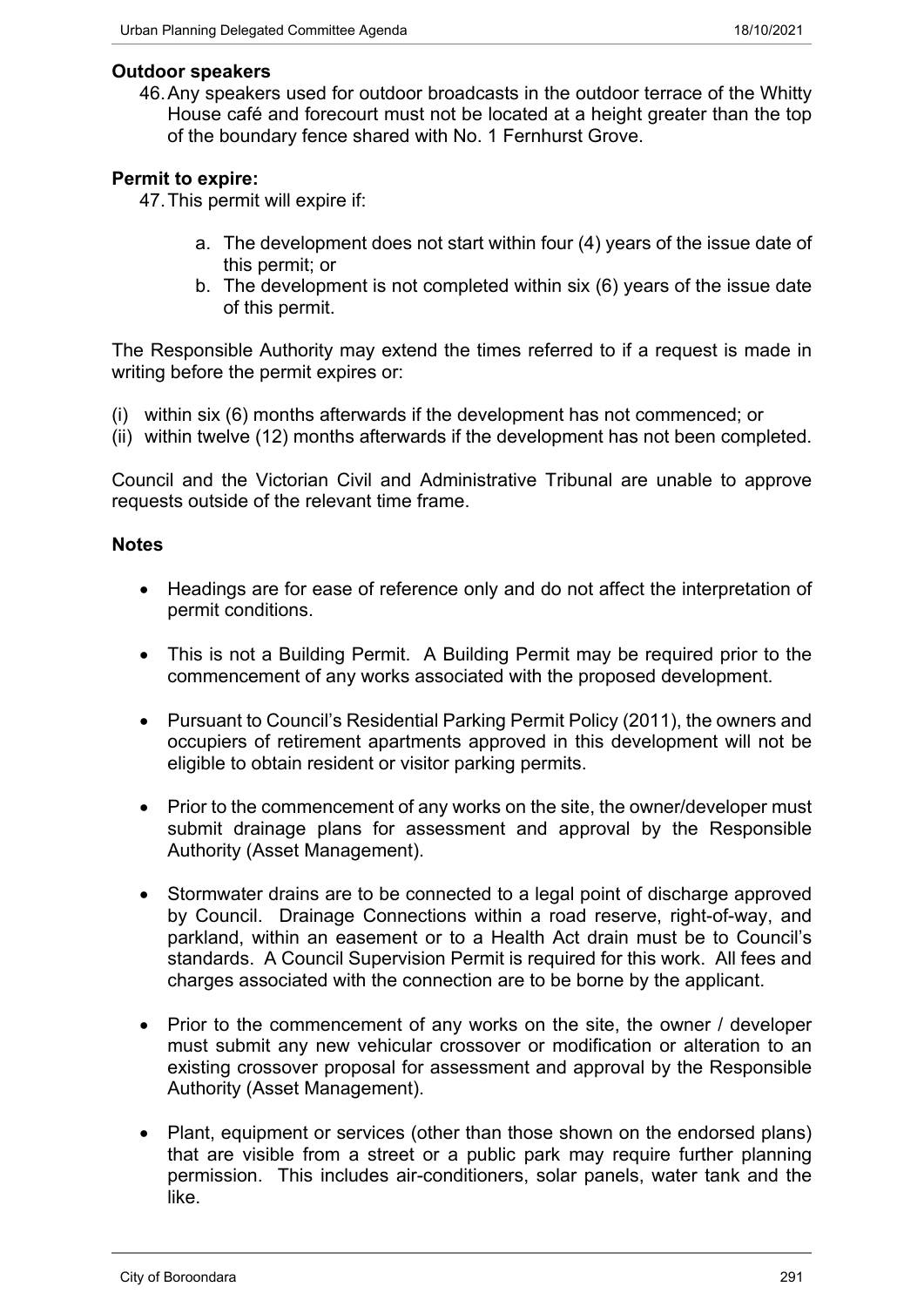**Outdoor speakers**

46. Any speakers used for outdoor broadcasts in the outdoor terrace of the Whitty House café and forecourt must not be located at a height greater than the top of the boundary fence shared with No. 1 Fernhurst Grove.

**Permit to expire:**

47. This permit will expire if:

    a. The development does not start within four (4) years of the issue date of this permit; or
    b. The development is not completed within six (6) years of the issue date of this permit.

The Responsible Authority may extend the times referred to if a request is made in writing before the permit expires or:

(i) within six (6) months afterwards if the development has not commenced; or
(ii) within twelve (12) months afterwards if the development has not been completed.

Council and the Victorian Civil and Administrative Tribunal are unable to approve requests outside of the relevant time frame.

**Notes**

- Headings are for ease of reference only and do not affect the interpretation of permit conditions.

- This is not a Building Permit. A Building Permit may be required prior to the commencement of any works associated with the proposed development.

- Pursuant to Council's Residential Parking Permit Policy (2011), the owners and occupiers of retirement apartments approved in this development will not be eligible to obtain resident or visitor parking permits.

- Prior to the commencement of any works on the site, the owner/developer must submit drainage plans for assessment and approval by the Responsible Authority (Asset Management).

- Stormwater drains are to be connected to a legal point of discharge approved by Council. Drainage Connections within a road reserve, right-of-way, and parkland, within an easement or to a Health Act drain must be to Council's standards. A Council Supervision Permit is required for this work. All fees and charges associated with the connection are to be borne by the applicant.

- Prior to the commencement of any works on the site, the owner / developer must submit any new vehicular crossover or modification or alteration to an existing crossover proposal for assessment and approval by the Responsible Authority (Asset Management).

- Plant, equipment or services (other than those shown on the endorsed plans) that are visible from a street or a public park may require further planning permission. This includes air-conditioners, solar panels, water tank and the like.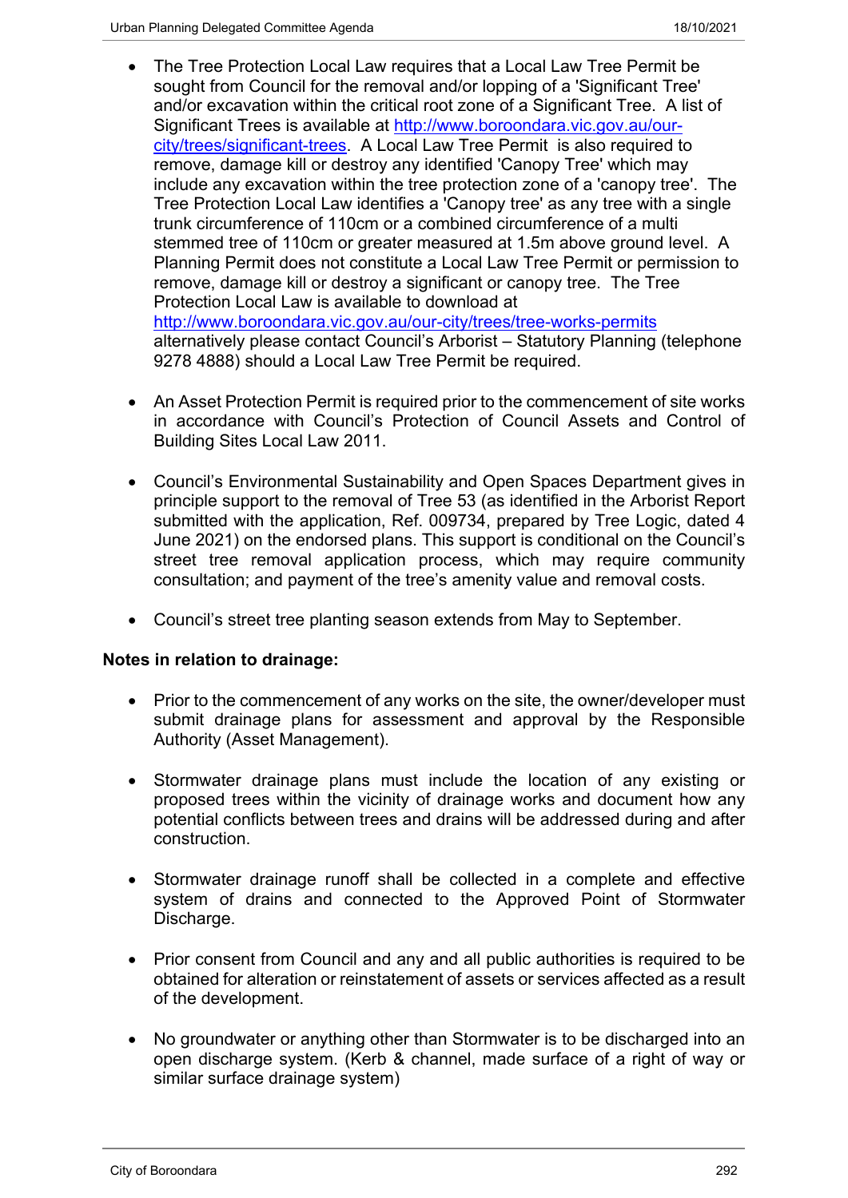- The Tree Protection Local Law requires that a Local Law Tree Permit be sought from Council for the removal and/or lopping of a 'Significant Tree' and/or excavation within the critical root zone of a Significant Tree. A list of Significant Trees is available at [http://www.boroondara.vic.gov.au/our-city/trees/significant-trees](http://www.boroondara.vic.gov.au/our-city/trees/significant-trees). A Local Law Tree Permit is also required to remove, damage kill or destroy any identified 'Canopy Tree' which may include any excavation within the tree protection zone of a 'canopy tree'. The Tree Protection Local Law identifies a 'Canopy tree' as any tree with a single trunk circumference of 110cm or a combined circumference of a multi stemmed tree of 110cm or greater measured at 1.5m above ground level. A Planning Permit does not constitute a Local Law Tree Permit or permission to remove, damage kill or destroy a significant or canopy tree. The Tree Protection Local Law is available to download at [http://www.boroondara.vic.gov.au/our-city/trees/tree-works-permits](http://www.boroondara.vic.gov.au/our-city/trees/tree-works-permits) alternatively please contact Council's Arborist – Statutory Planning (telephone 9278 4888) should a Local Law Tree Permit be required.

- An Asset Protection Permit is required prior to the commencement of site works in accordance with Council's Protection of Council Assets and Control of Building Sites Local Law 2011.

- Council's Environmental Sustainability and Open Spaces Department gives in principle support to the removal of Tree 53 (as identified in the Arborist Report submitted with the application, Ref. 009734, prepared by Tree Logic, dated 4 June 2021) on the endorsed plans. This support is conditional on the Council's street tree removal application process, which may require community consultation; and payment of the tree's amenity value and removal costs.

- Council's street tree planting season extends from May to September.

**Notes in relation to drainage:**

- Prior to the commencement of any works on the site, the owner/developer must submit drainage plans for assessment and approval by the Responsible Authority (Asset Management).

- Stormwater drainage plans must include the location of any existing or proposed trees within the vicinity of drainage works and document how any potential conflicts between trees and drains will be addressed during and after construction.

- Stormwater drainage runoff shall be collected in a complete and effective system of drains and connected to the Approved Point of Stormwater Discharge.

- Prior consent from Council and any and all public authorities is required to be obtained for alteration or reinstatement of assets or services affected as a result of the development.

- No groundwater or anything other than Stormwater is to be discharged into an open discharge system. (Kerb & channel, made surface of a right of way or similar surface drainage system)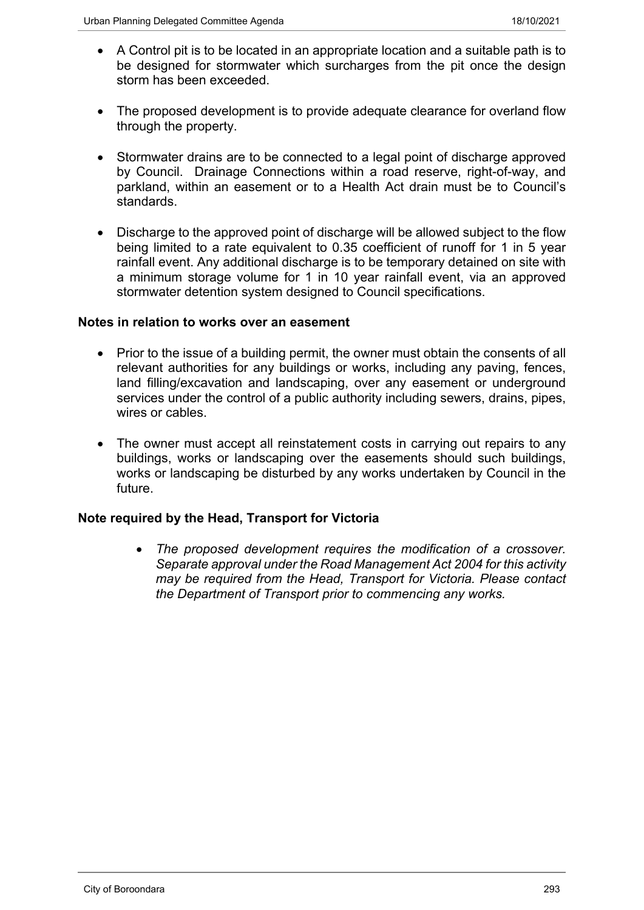- A Control pit is to be located in an appropriate location and a suitable path is to be designed for stormwater which surcharges from the pit once the design storm has been exceeded.

- The proposed development is to provide adequate clearance for overland flow through the property.

- Stormwater drains are to be connected to a legal point of discharge approved by Council. Drainage Connections within a road reserve, right-of-way, and parkland, within an easement or to a Health Act drain must be to Council's standards.

- Discharge to the approved point of discharge will be allowed subject to the flow being limited to a rate equivalent to 0.35 coefficient of runoff for 1 in 5 year rainfall event. Any additional discharge is to be temporary detained on site with a minimum storage volume for 1 in 10 year rainfall event, via an approved stormwater detention system designed to Council specifications.

**Notes in relation to works over an easement**

- Prior to the issue of a building permit, the owner must obtain the consents of all relevant authorities for any buildings or works, including any paving, fences, land filling/excavation and landscaping, over any easement or underground services under the control of a public authority including sewers, drains, pipes, wires or cables.

- The owner must accept all reinstatement costs in carrying out repairs to any buildings, works or landscaping over the easements should such buildings, works or landscaping be disturbed by any works undertaken by Council in the future.

**Note required by the Head, Transport for Victoria**

- *The proposed development requires the modification of a crossover. Separate approval under the Road Management Act 2004 for this activity may be required from the Head, Transport for Victoria. Please contact the Department of Transport prior to commencing any works.*